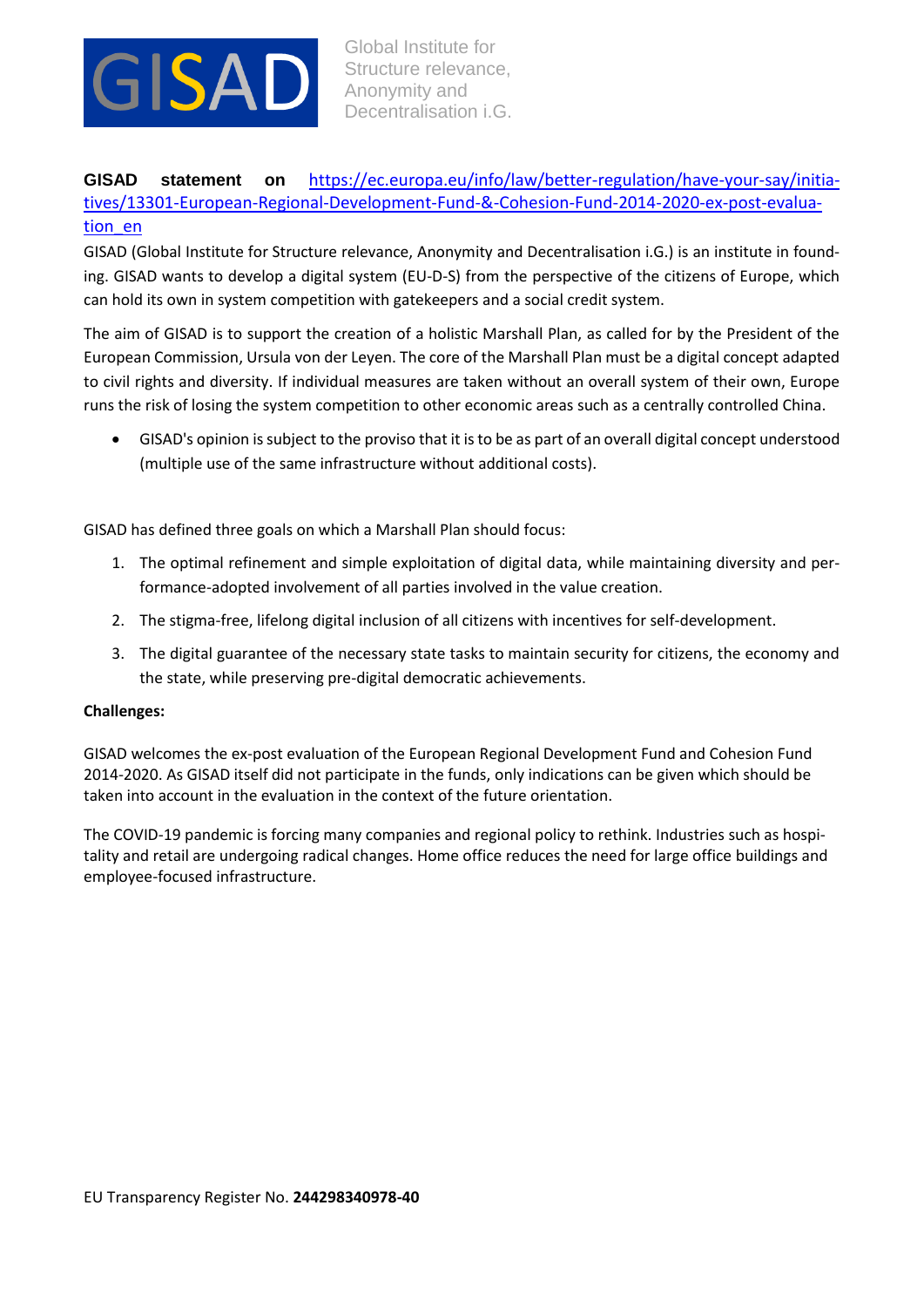GISAD

Global Institute for Structure relevance, Anonymity and Decentralisation i.G.

**GISAD statement on** https://ec.europa.eu/info/law/better-regulation/have-your-say/initiatives/13301-European-Regional-Development-Fund-&-Cohesion-Fund-2014-2020-ex-post-evaluation_en

GISAD (Global Institute for Structure relevance, Anonymity and Decentralisation i.G.) is an institute in founding. GISAD wants to develop a digital system (EU-D-S) from the perspective of the citizens of Europe, which can hold its own in system competition with gatekeepers and a social credit system.

The aim of GISAD is to support the creation of a holistic Marshall Plan, as called for by the President of the European Commission, Ursula von der Leyen. The core of the Marshall Plan must be a digital concept adapted to civil rights and diversity. If individual measures are taken without an overall system of their own, Europe runs the risk of losing the system competition to other economic areas such as a centrally controlled China.

- GISAD's opinion is subject to the proviso that it is to be as part of an overall digital concept understood (multiple use of the same infrastructure without additional costs).

GISAD has defined three goals on which a Marshall Plan should focus:

1. The optimal refinement and simple exploitation of digital data, while maintaining diversity and performance-adopted involvement of all parties involved in the value creation.
2. The stigma-free, lifelong digital inclusion of all citizens with incentives for self-development.
3. The digital guarantee of the necessary state tasks to maintain security for citizens, the economy and the state, while preserving pre-digital democratic achievements.

**Challenges:**

GISAD welcomes the ex-post evaluation of the European Regional Development Fund and Cohesion Fund 2014-2020. As GISAD itself did not participate in the funds, only indications can be given which should be taken into account in the evaluation in the context of the future orientation.

The COVID-19 pandemic is forcing many companies and regional policy to rethink. Industries such as hospitality and retail are undergoing radical changes. Home office reduces the need for large office buildings and employee-focused infrastructure.

EU Transparency Register No. **244298340978-40**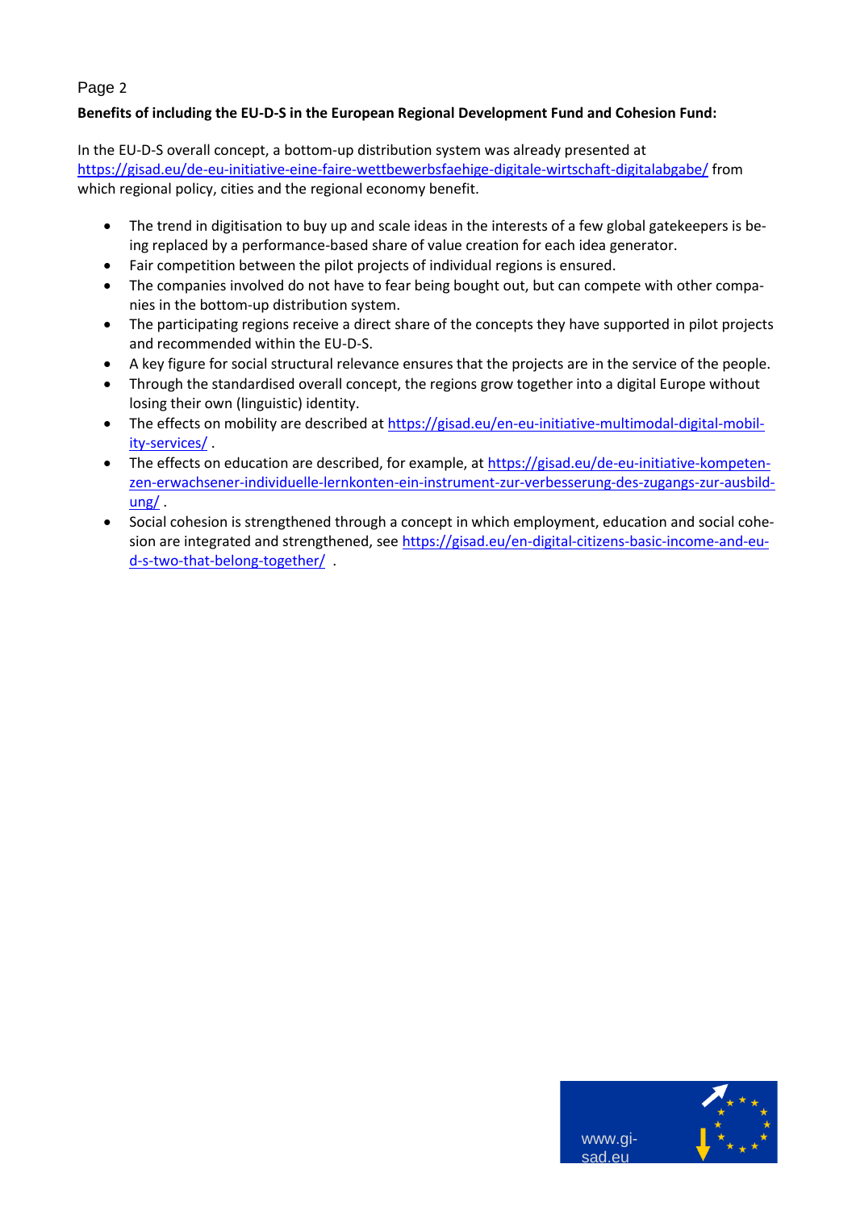**Benefits of including the EU-D-S in the European Regional Development Fund and Cohesion Fund:**

In the EU-D-S overall concept, a bottom-up distribution system was already presented at https://gisad.eu/de-eu-initiative-eine-faire-wettbewerbsfaehige-digitale-wirtschaft-digitalabgabe/ from which regional policy, cities and the regional economy benefit.

- The trend in digitisation to buy up and scale ideas in the interests of a few global gatekeepers is being replaced by a performance-based share of value creation for each idea generator.
- Fair competition between the pilot projects of individual regions is ensured.
- The companies involved do not have to fear being bought out, but can compete with other companies in the bottom-up distribution system.
- The participating regions receive a direct share of the concepts they have supported in pilot projects and recommended within the EU-D-S.
- A key figure for social structural relevance ensures that the projects are in the service of the people.
- Through the standardised overall concept, the regions grow together into a digital Europe without losing their own (linguistic) identity.
- The effects on mobility are described at https://gisad.eu/en-eu-initiative-multimodal-digital-mobility-services/ .
- The effects on education are described, for example, at https://gisad.eu/de-eu-initiative-kompetenzen-erwachsener-individuelle-lernkonten-ein-instrument-zur-verbesserung-des-zugangs-zur-ausbildung/ .
- Social cohesion is strengthened through a concept in which employment, education and social cohesion are integrated and strengthened, see https://gisad.eu/en-digital-citizens-basic-income-and-eu-d-s-two-that-belong-together/ .